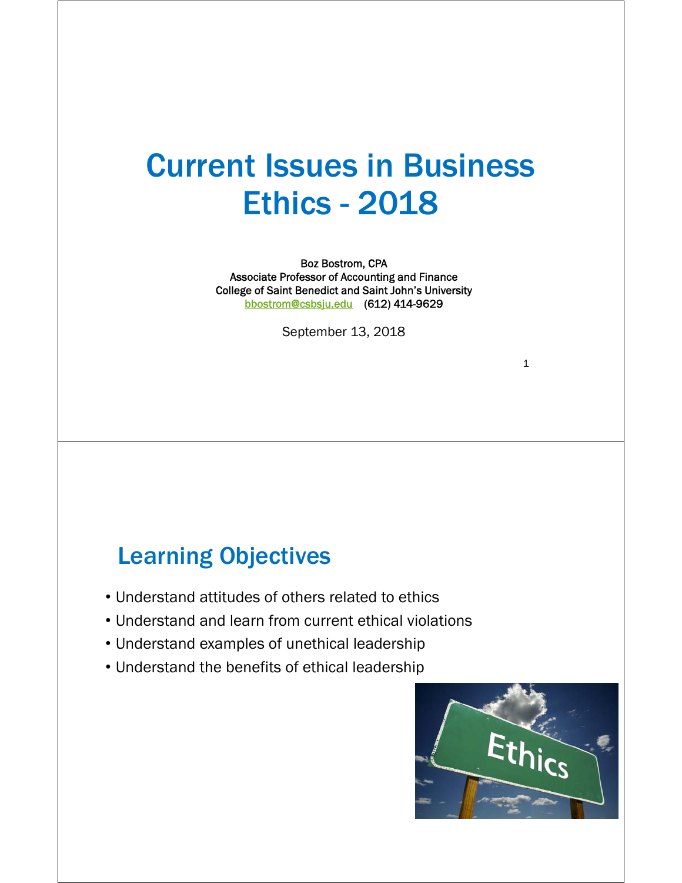# Current Issues in Business Ethics - 2018

Boz Bostrom, CPA
Associate Professor of Accounting and Finance
College of Saint Benedict and Saint John's University
bbostrom@csbsju.edu (612) 414-9629

September 13, 2018

## Learning Objectives

- Understand attitudes of others related to ethics
- Understand and learn from current ethical violations
- Understand examples of unethical leadership
- Understand the benefits of ethical leadership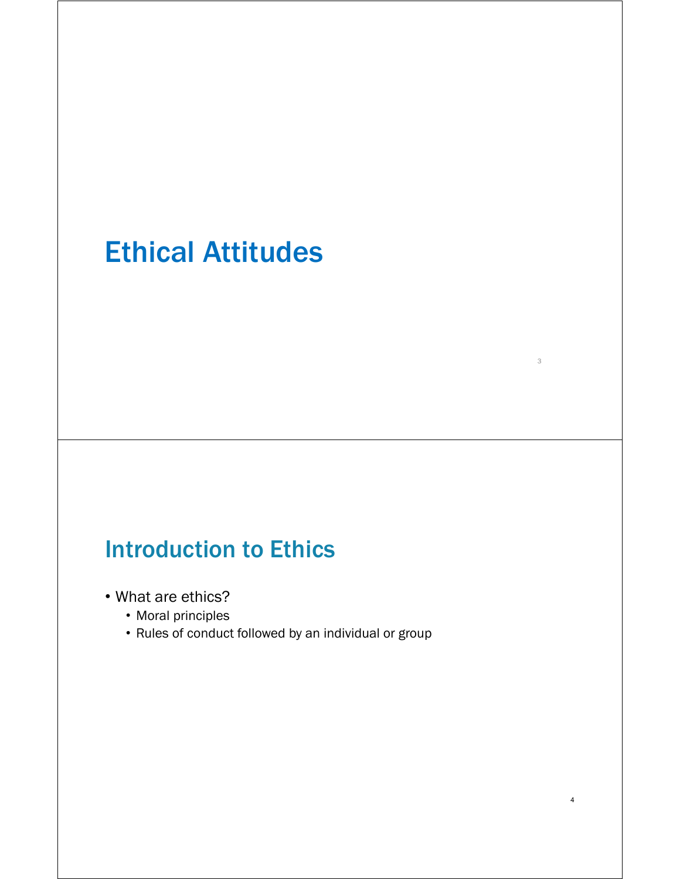# Ethical Attitudes

## Introduction to Ethics

- What are ethics?
  - Moral principles
  - Rules of conduct followed by an individual or group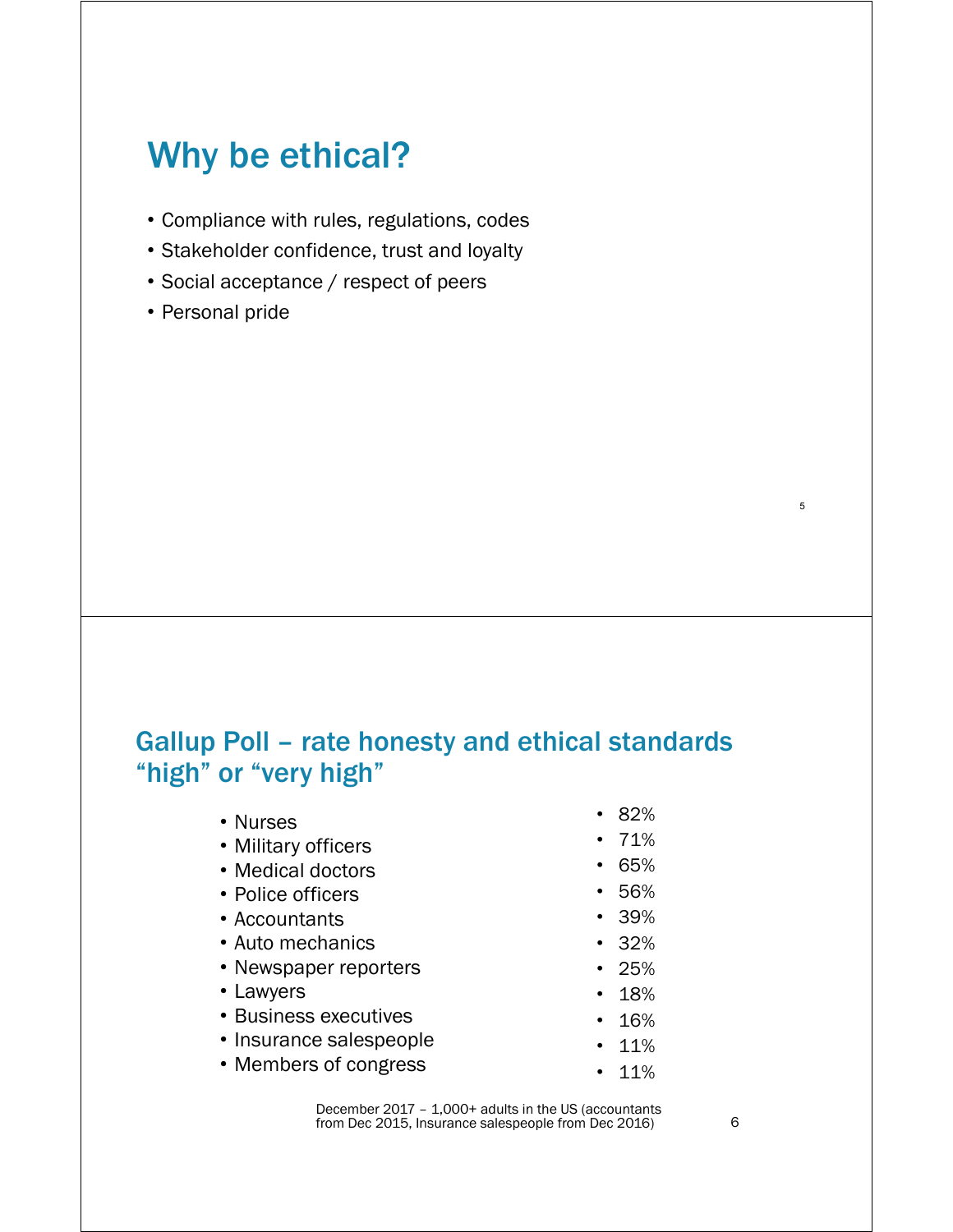## Why be ethical?

- Compliance with rules, regulations, codes
- Stakeholder confidence, trust and loyalty
- Social acceptance / respect of peers
- Personal pride

## Gallup Poll – rate honesty and ethical standards "high" or "very high"

| Profession | Percentage |
| --- | --- |
| Nurses | 82% |
| Military officers | 71% |
| Medical doctors | 65% |
| Police officers | 56% |
| Accountants | 39% |
| Auto mechanics | 32% |
| Newspaper reporters | 25% |
| Lawyers | 18% |
| Business executives | 16% |
| Insurance salespeople | 11% |
| Members of congress | 11% |

December 2017 – 1,000+ adults in the US (accountants from Dec 2015, Insurance salespeople from Dec 2016)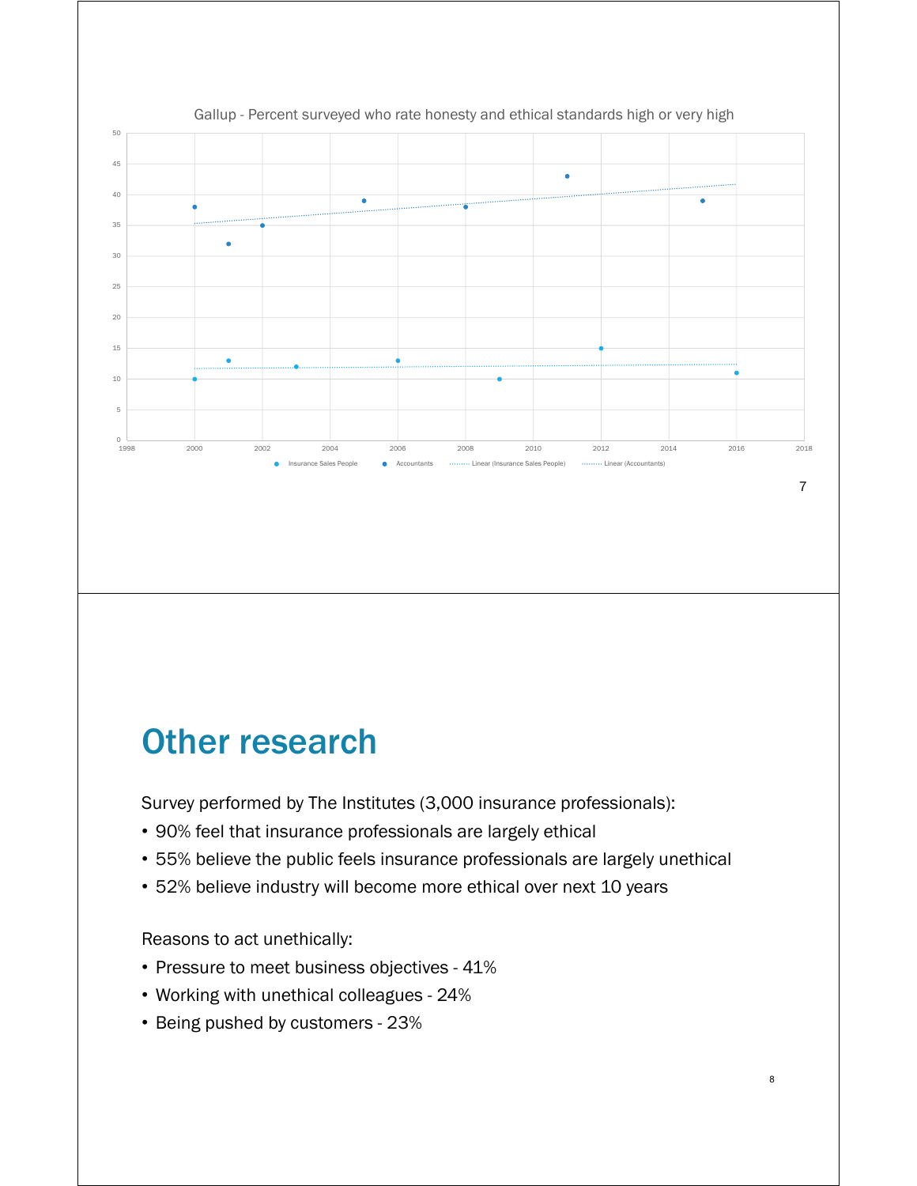Gallup - Percent surveyed who rate honesty and ethical standards high or very high

| Year | Insurance Sales People | Accountants |
| --- | --- | --- |
| 2000 | 10 | 38 |
| 2001 | 13 | 32 |
| 2002 | | 35 |
| 2003 | 12 | |
| 2005 | | 39 |
| 2006 | 13 | |
| 2008 | | 38 |
| 2009 | 10 | |
| 2011 | | 43 |
| 2012 | 15 | |
| 2015 | | 39 |
| 2016 | 11 | |

Legend: Insurance Sales People, Accountants, Linear (Insurance Sales People), Linear (Accountants)

## Other research

Survey performed by The Institutes (3,000 insurance professionals):

- 90% feel that insurance professionals are largely ethical
- 55% believe the public feels insurance professionals are largely unethical
- 52% believe industry will become more ethical over next 10 years

Reasons to act unethically:

- Pressure to meet business objectives - 41%
- Working with unethical colleagues - 24%
- Being pushed by customers - 23%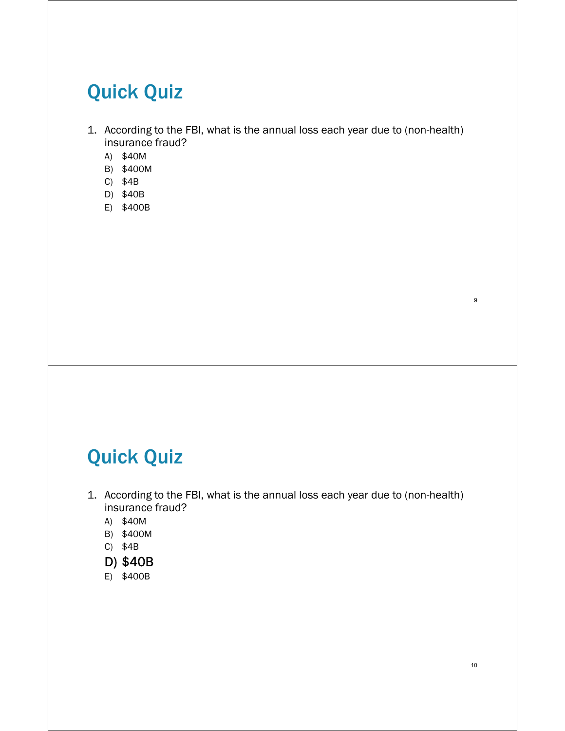## Quick Quiz

1. According to the FBI, what is the annual loss each year due to (non-health) insurance fraud?
   - A) $40M
   - B) $400M
   - C) $4B
   - D) $40B
   - E) $400B

## Quick Quiz

1. According to the FBI, what is the annual loss each year due to (non-health) insurance fraud?
   - A) $40M
   - B) $400M
   - C) $4B
   - **D) $40B**
   - E) $400B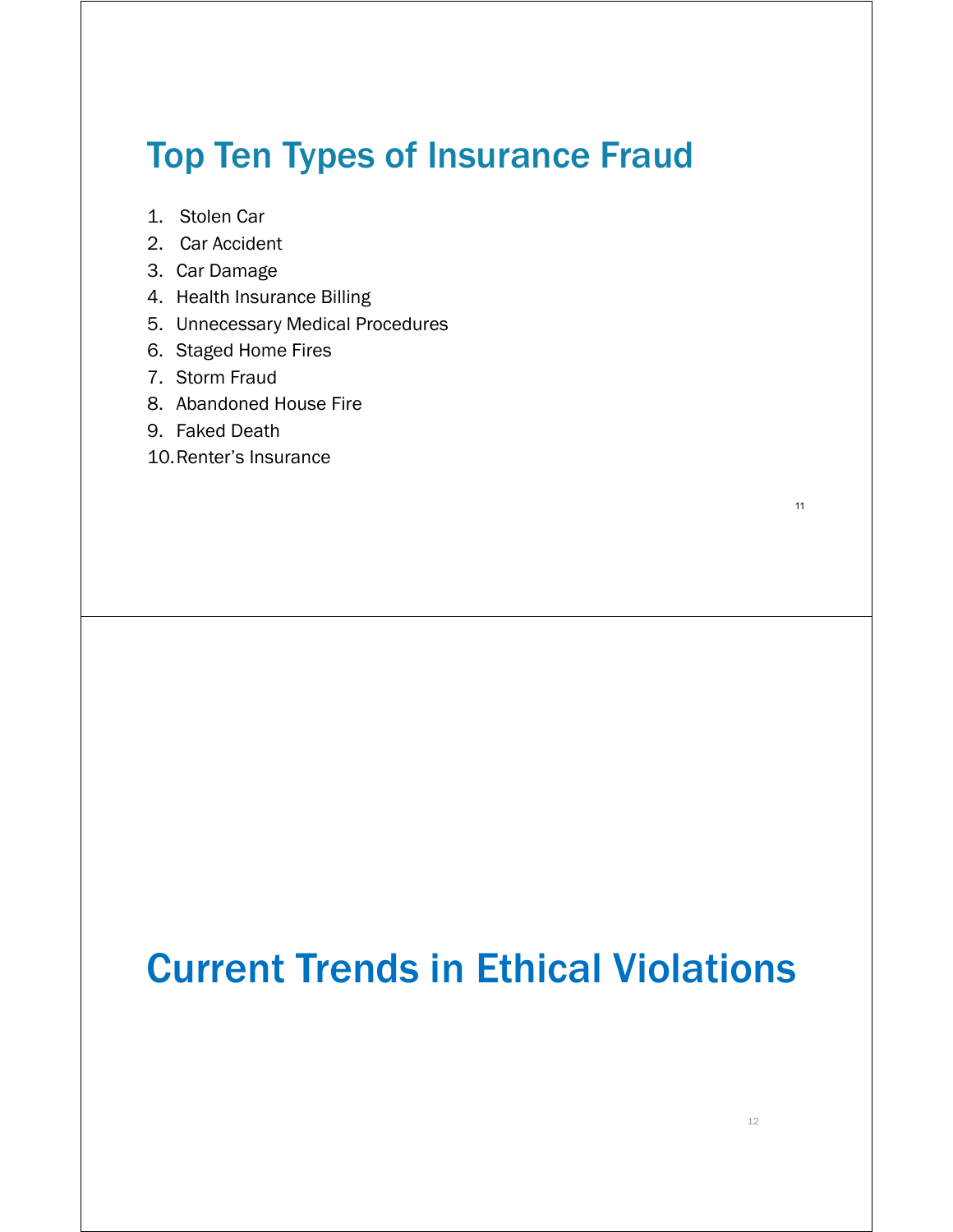# Top Ten Types of Insurance Fraud

1. Stolen Car
2. Car Accident
3. Car Damage
4. Health Insurance Billing
5. Unnecessary Medical Procedures
6. Staged Home Fires
7. Storm Fraud
8. Abandoned House Fire
9. Faked Death
10. Renter's Insurance

# Current Trends in Ethical Violations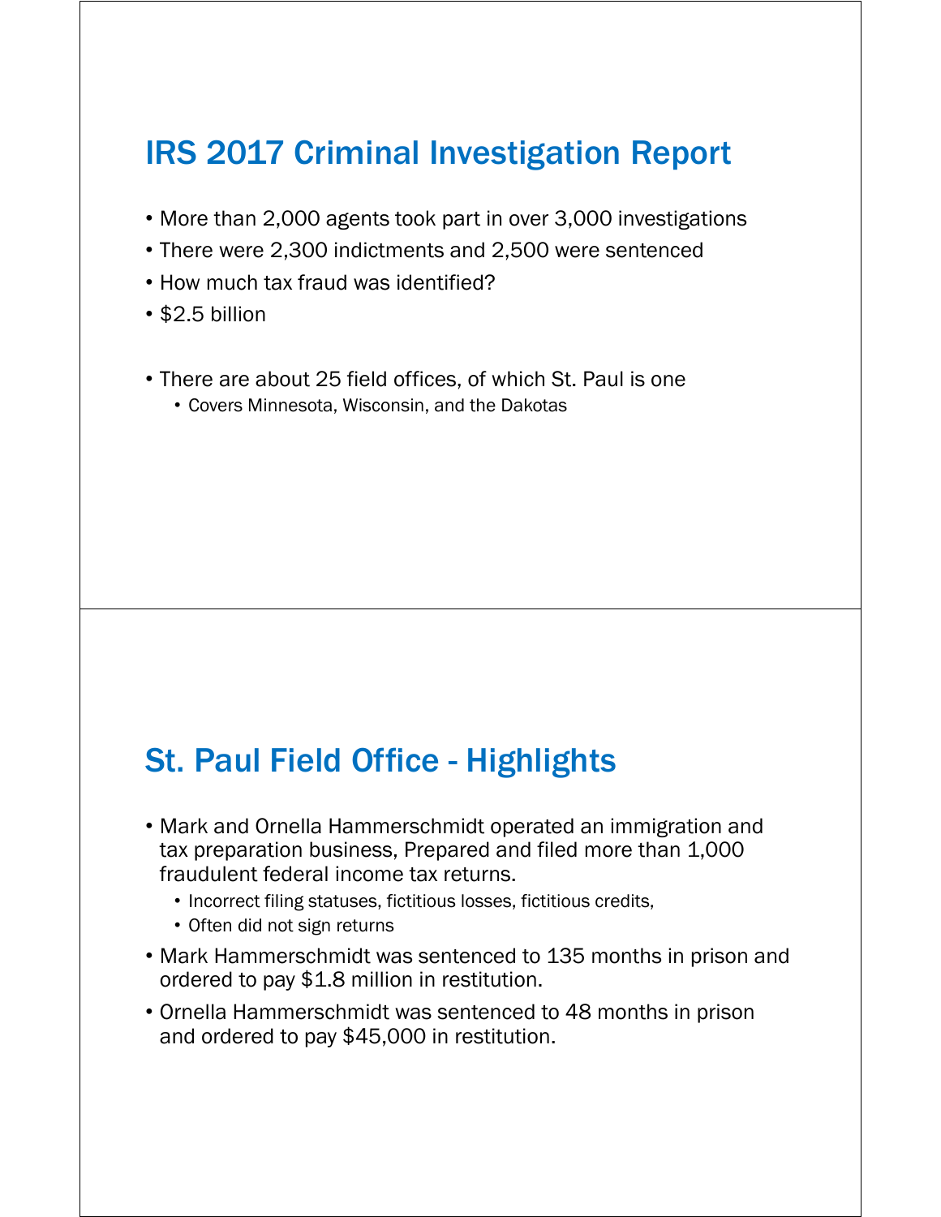## IRS 2017 Criminal Investigation Report

- More than 2,000 agents took part in over 3,000 investigations
- There were 2,300 indictments and 2,500 were sentenced
- How much tax fraud was identified?
- $2.5 billion
- There are about 25 field offices, of which St. Paul is one
  - Covers Minnesota, Wisconsin, and the Dakotas

## St. Paul Field Office - Highlights

- Mark and Ornella Hammerschmidt operated an immigration and tax preparation business, Prepared and filed more than 1,000 fraudulent federal income tax returns.
  - Incorrect filing statuses, fictitious losses, fictitious credits,
  - Often did not sign returns
- Mark Hammerschmidt was sentenced to 135 months in prison and ordered to pay $1.8 million in restitution.
- Ornella Hammerschmidt was sentenced to 48 months in prison and ordered to pay $45,000 in restitution.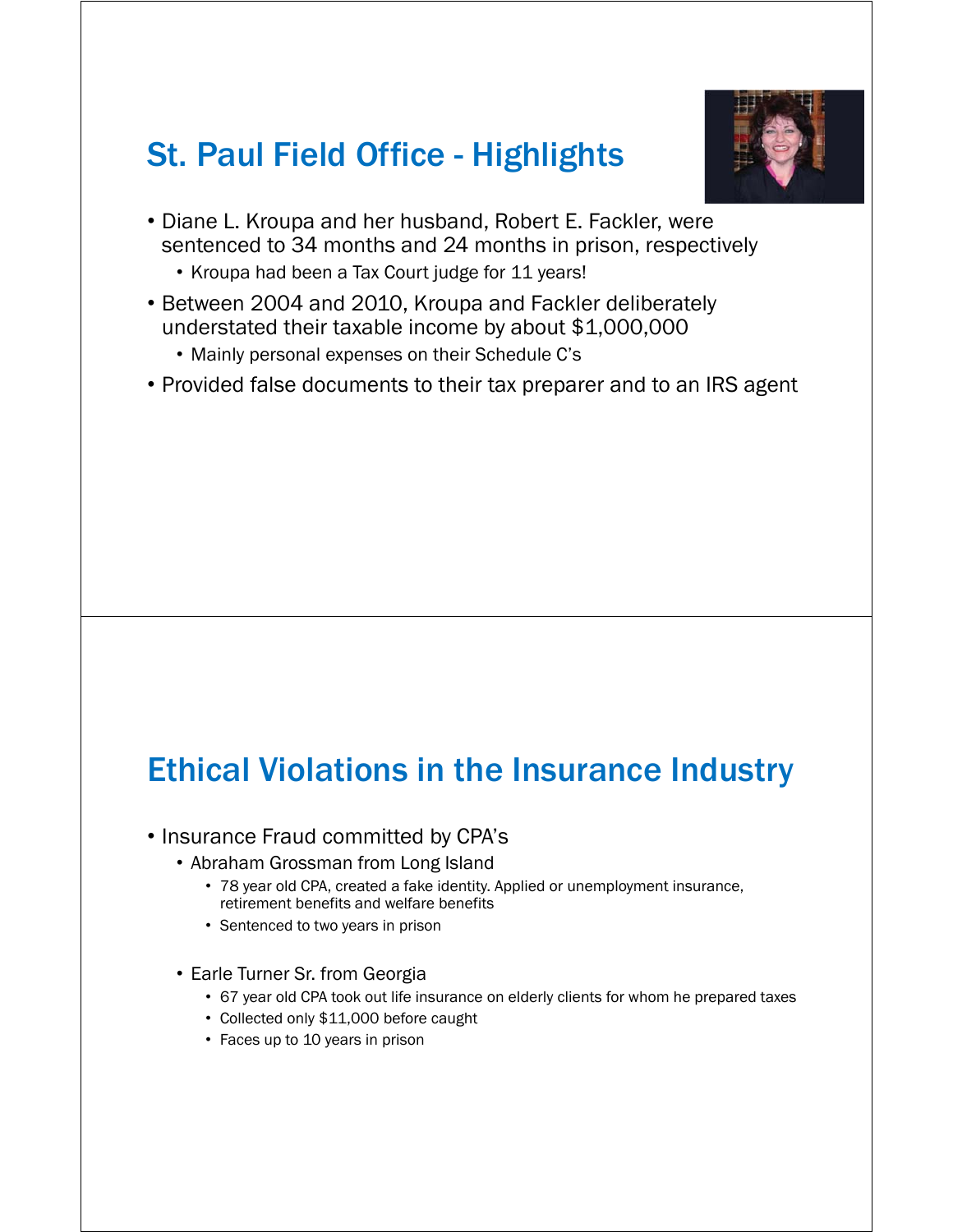## St. Paul Field Office - Highlights

- Diane L. Kroupa and her husband, Robert E. Fackler, were sentenced to 34 months and 24 months in prison, respectively
  - Kroupa had been a Tax Court judge for 11 years!
- Between 2004 and 2010, Kroupa and Fackler deliberately understated their taxable income by about $1,000,000
  - Mainly personal expenses on their Schedule C's
- Provided false documents to their tax preparer and to an IRS agent

## Ethical Violations in the Insurance Industry

- Insurance Fraud committed by CPA's
  - Abraham Grossman from Long Island
    - 78 year old CPA, created a fake identity. Applied or unemployment insurance, retirement benefits and welfare benefits
    - Sentenced to two years in prison
  - Earle Turner Sr. from Georgia
    - 67 year old CPA took out life insurance on elderly clients for whom he prepared taxes
    - Collected only $11,000 before caught
    - Faces up to 10 years in prison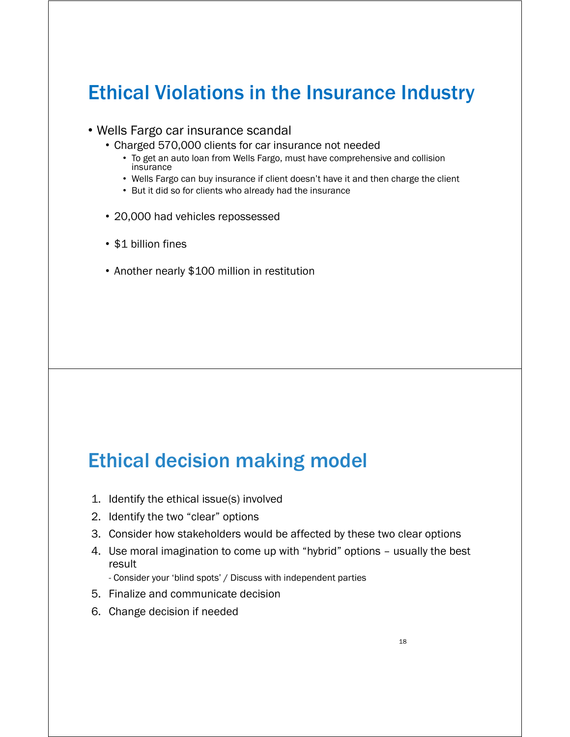## Ethical Violations in the Insurance Industry

- Wells Fargo car insurance scandal
  - Charged 570,000 clients for car insurance not needed
    - To get an auto loan from Wells Fargo, must have comprehensive and collision insurance
    - Wells Fargo can buy insurance if client doesn't have it and then charge the client
    - But it did so for clients who already had the insurance
  - 20,000 had vehicles repossessed
  - $1 billion fines
  - Another nearly $100 million in restitution

## Ethical decision making model

1. Identify the ethical issue(s) involved
2. Identify the two "clear" options
3. Consider how stakeholders would be affected by these two clear options
4. Use moral imagination to come up with "hybrid" options – usually the best result
   - Consider your 'blind spots' / Discuss with independent parties
5. Finalize and communicate decision
6. Change decision if needed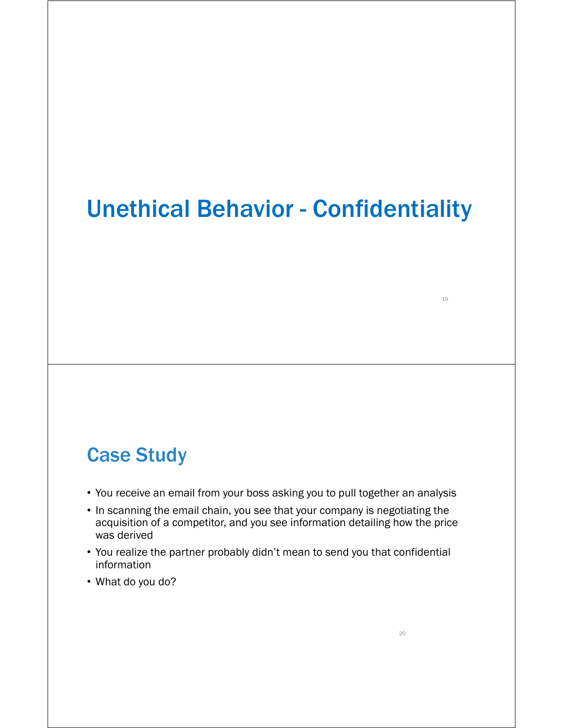# Unethical Behavior - Confidentiality

## Case Study

- You receive an email from your boss asking you to pull together an analysis
- In scanning the email chain, you see that your company is negotiating the acquisition of a competitor, and you see information detailing how the price was derived
- You realize the partner probably didn't mean to send you that confidential information
- What do you do?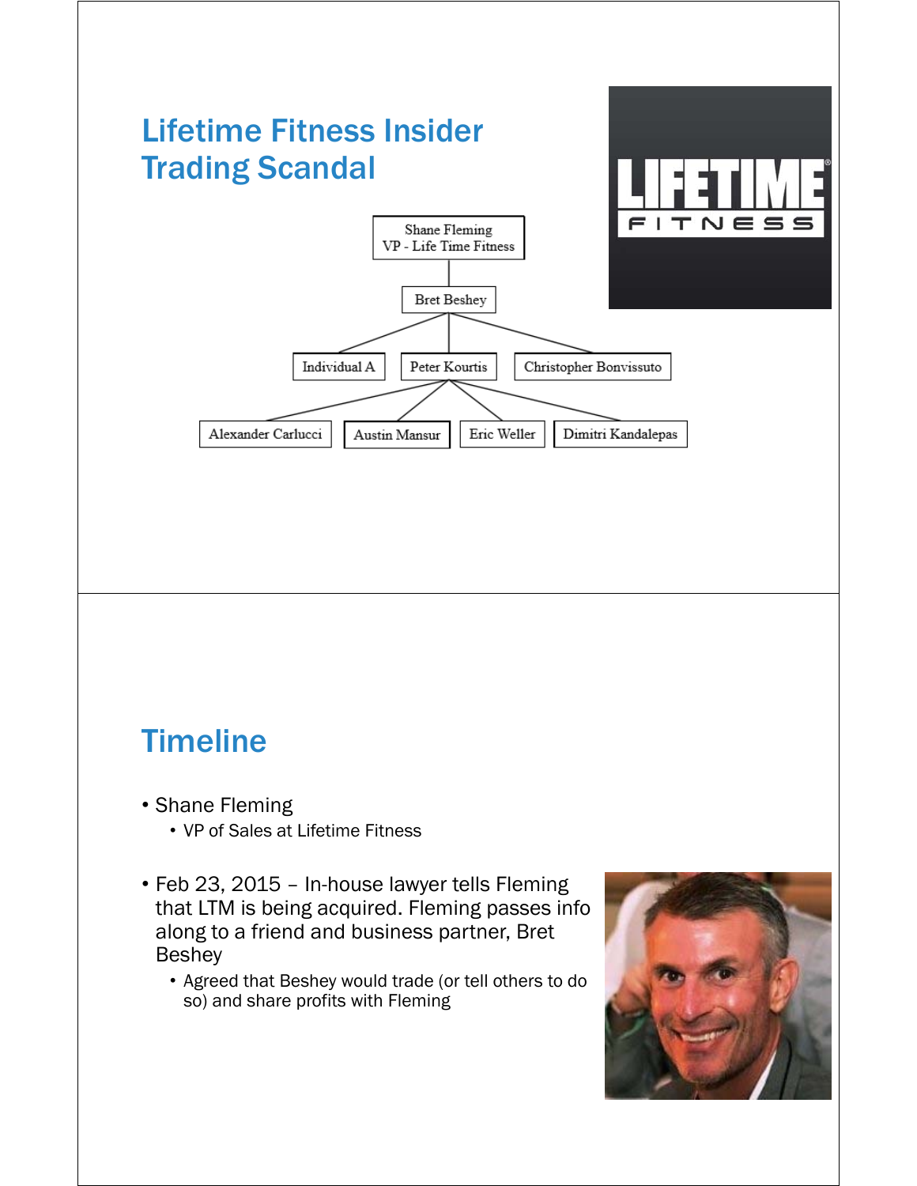# Lifetime Fitness Insider Trading Scandal

- Shane Fleming, VP - Life Time Fitness
  - Bret Beshey
    - Individual A
    - Peter Kourtis
      - Alexander Carlucci
      - Austin Mansur
      - Eric Weller
      - Dimitri Kandalepas
    - Christopher Bonvissuto

# Timeline

- Shane Fleming
  - VP of Sales at Lifetime Fitness
- Feb 23, 2015 – In-house lawyer tells Fleming that LTM is being acquired. Fleming passes info along to a friend and business partner, Bret Beshey
  - Agreed that Beshey would trade (or tell others to do so) and share profits with Fleming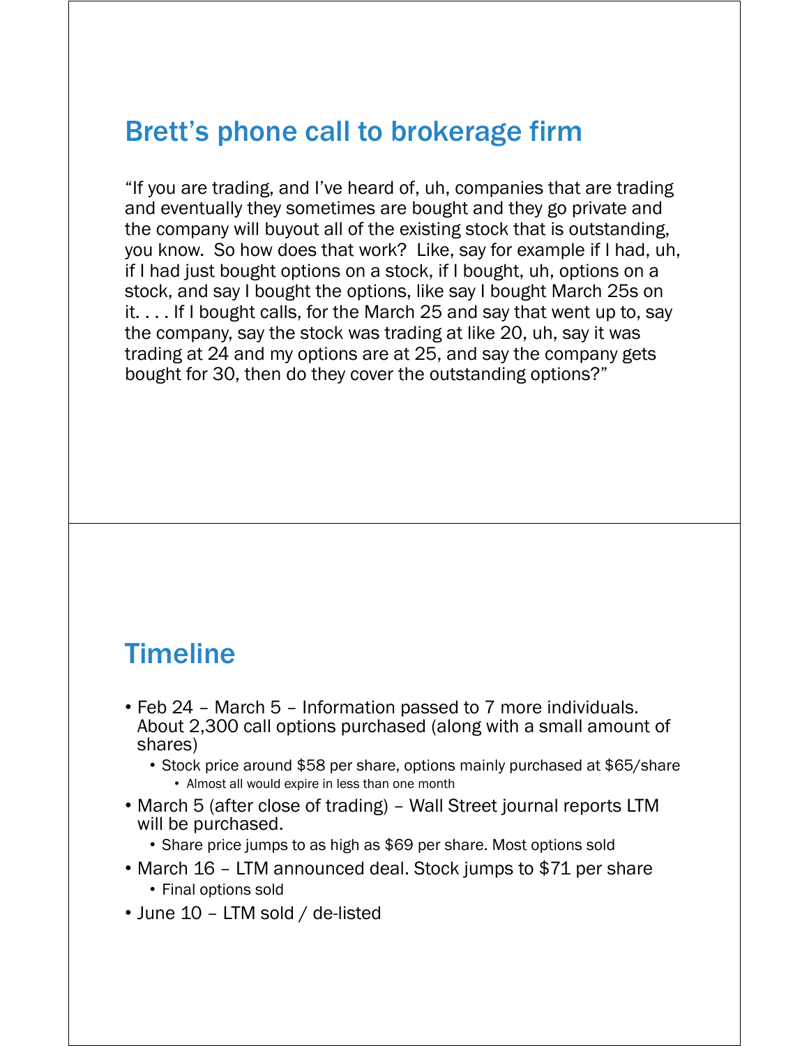## Brett's phone call to brokerage firm

"If you are trading, and I've heard of, uh, companies that are trading and eventually they sometimes are bought and they go private and the company will buyout all of the existing stock that is outstanding, you know. So how does that work? Like, say for example if I had, uh, if I had just bought options on a stock, if I bought, uh, options on a stock, and say I bought the options, like say I bought March 25s on it. . . . If I bought calls, for the March 25 and say that went up to, say the company, say the stock was trading at like 20, uh, say it was trading at 24 and my options are at 25, and say the company gets bought for 30, then do they cover the outstanding options?"

## Timeline

- Feb 24 – March 5 – Information passed to 7 more individuals. About 2,300 call options purchased (along with a small amount of shares)
  - Stock price around $58 per share, options mainly purchased at $65/share
    - Almost all would expire in less than one month
- March 5 (after close of trading) – Wall Street journal reports LTM will be purchased.
  - Share price jumps to as high as $69 per share. Most options sold
- March 16 – LTM announced deal. Stock jumps to $71 per share
  - Final options sold
- June 10 – LTM sold / de-listed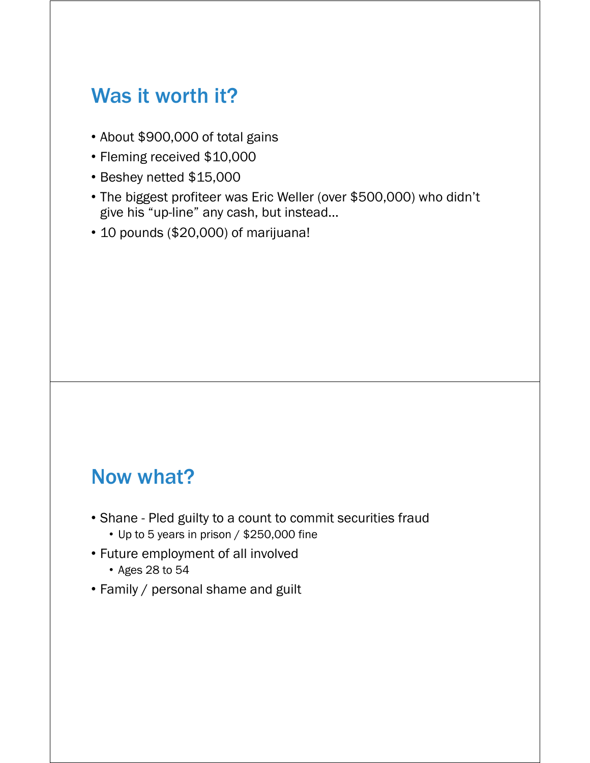## Was it worth it?

- About $900,000 of total gains
- Fleming received $10,000
- Beshey netted $15,000
- The biggest profiteer was Eric Weller (over $500,000) who didn't give his "up-line" any cash, but instead…
- 10 pounds ($20,000) of marijuana!

## Now what?

- Shane - Pled guilty to a count to commit securities fraud
  - Up to 5 years in prison / $250,000 fine
- Future employment of all involved
  - Ages 28 to 54
- Family / personal shame and guilt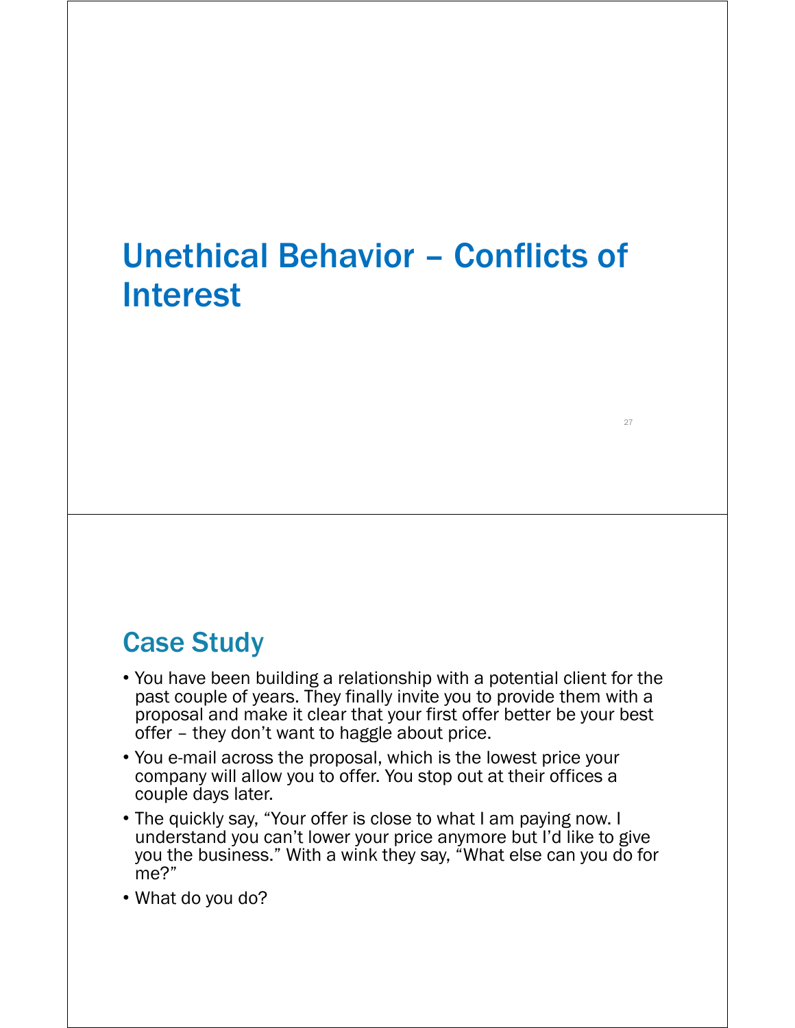# Unethical Behavior – Conflicts of Interest

## Case Study

- You have been building a relationship with a potential client for the past couple of years. They finally invite you to provide them with a proposal and make it clear that your first offer better be your best offer – they don't want to haggle about price.
- You e-mail across the proposal, which is the lowest price your company will allow you to offer. You stop out at their offices a couple days later.
- The quickly say, "Your offer is close to what I am paying now. I understand you can't lower your price anymore but I'd like to give you the business." With a wink they say, "What else can you do for me?"
- What do you do?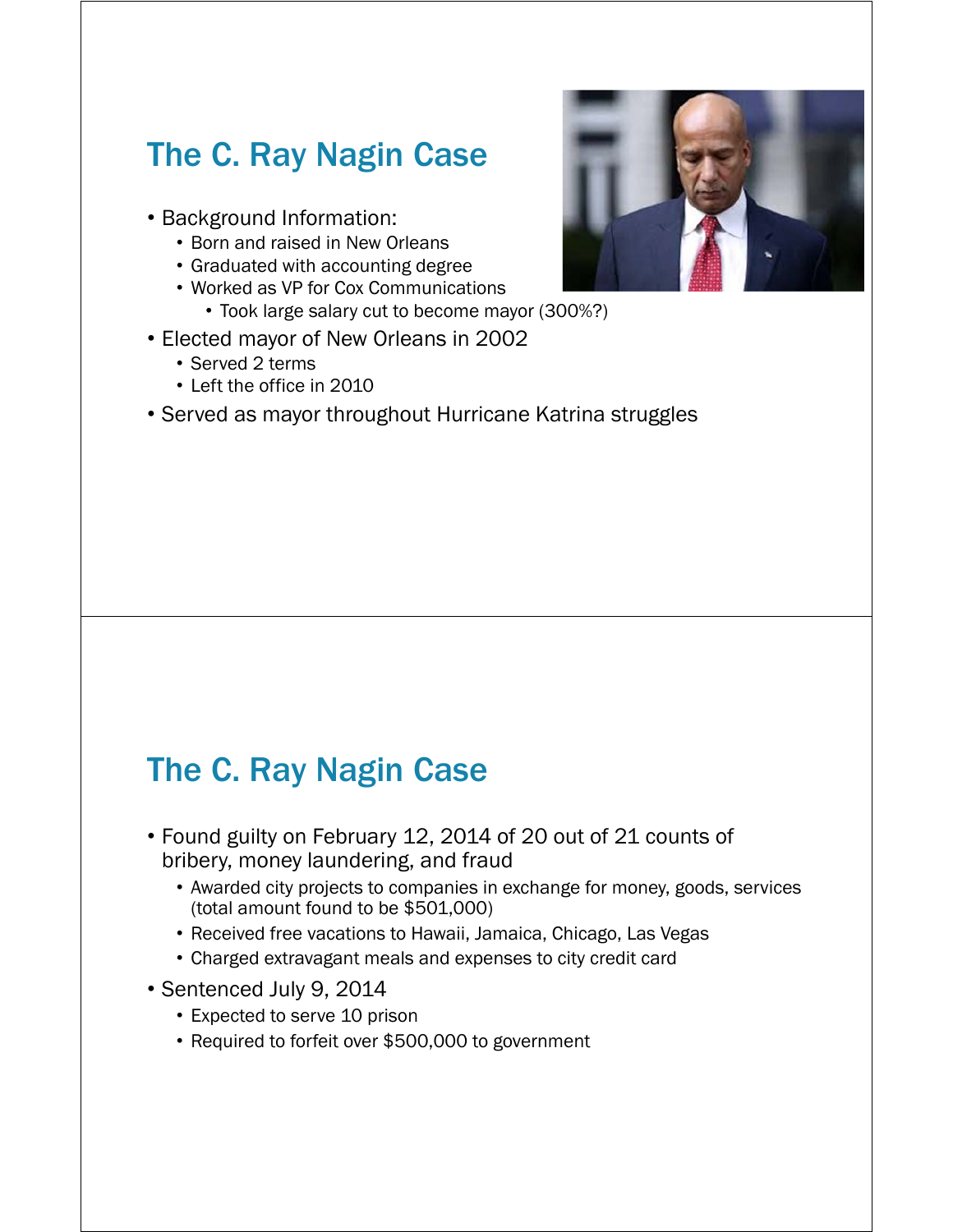## The C. Ray Nagin Case

- Background Information:
  - Born and raised in New Orleans
  - Graduated with accounting degree
  - Worked as VP for Cox Communications
    - Took large salary cut to become mayor (300%?)
- Elected mayor of New Orleans in 2002
  - Served 2 terms
  - Left the office in 2010
- Served as mayor throughout Hurricane Katrina struggles

## The C. Ray Nagin Case

- Found guilty on February 12, 2014 of 20 out of 21 counts of bribery, money laundering, and fraud
  - Awarded city projects to companies in exchange for money, goods, services (total amount found to be $501,000)
  - Received free vacations to Hawaii, Jamaica, Chicago, Las Vegas
  - Charged extravagant meals and expenses to city credit card
- Sentenced July 9, 2014
  - Expected to serve 10 prison
  - Required to forfeit over $500,000 to government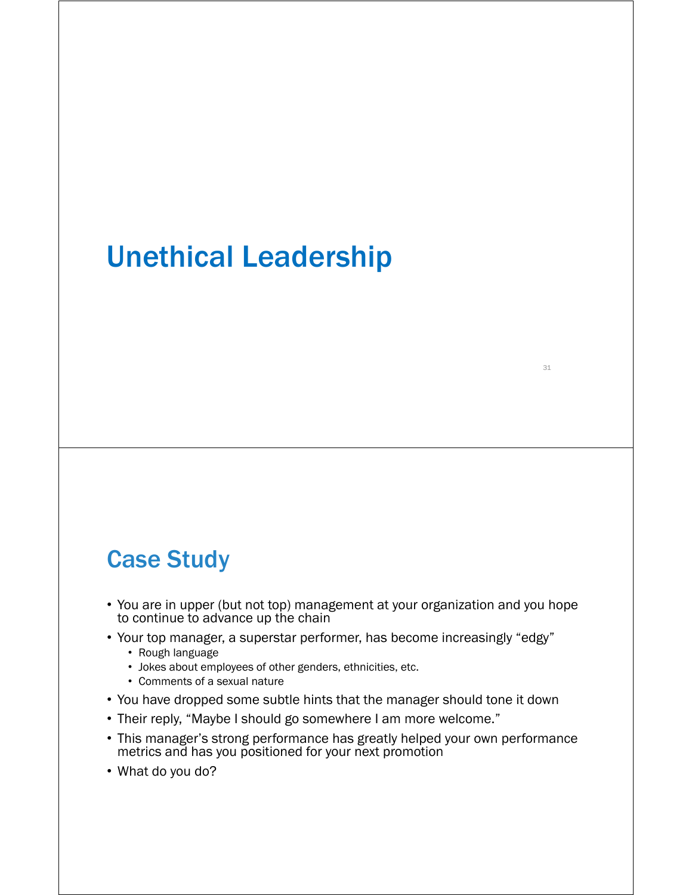# Unethical Leadership

## Case Study

- You are in upper (but not top) management at your organization and you hope to continue to advance up the chain
- Your top manager, a superstar performer, has become increasingly "edgy"
  - Rough language
  - Jokes about employees of other genders, ethnicities, etc.
  - Comments of a sexual nature
- You have dropped some subtle hints that the manager should tone it down
- Their reply, "Maybe I should go somewhere I am more welcome."
- This manager's strong performance has greatly helped your own performance metrics and has you positioned for your next promotion
- What do you do?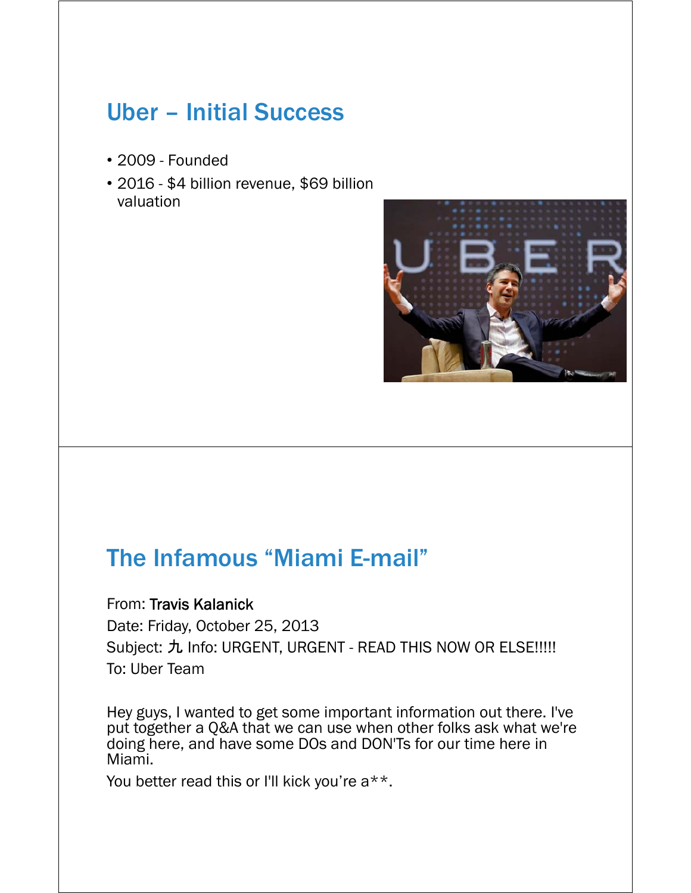## Uber – Initial Success

- 2009 - Founded
- 2016 - $4 billion revenue, $69 billion valuation

## The Infamous "Miami E-mail"

From: Travis Kalanick
Date: Friday, October 25, 2013
Subject: 九 Info: URGENT, URGENT - READ THIS NOW OR ELSE!!!!!
To: Uber Team

Hey guys, I wanted to get some important information out there. I've put together a Q&A that we can use when other folks ask what we're doing here, and have some DOs and DON'Ts for our time here in Miami.

You better read this or I'll kick you're a**.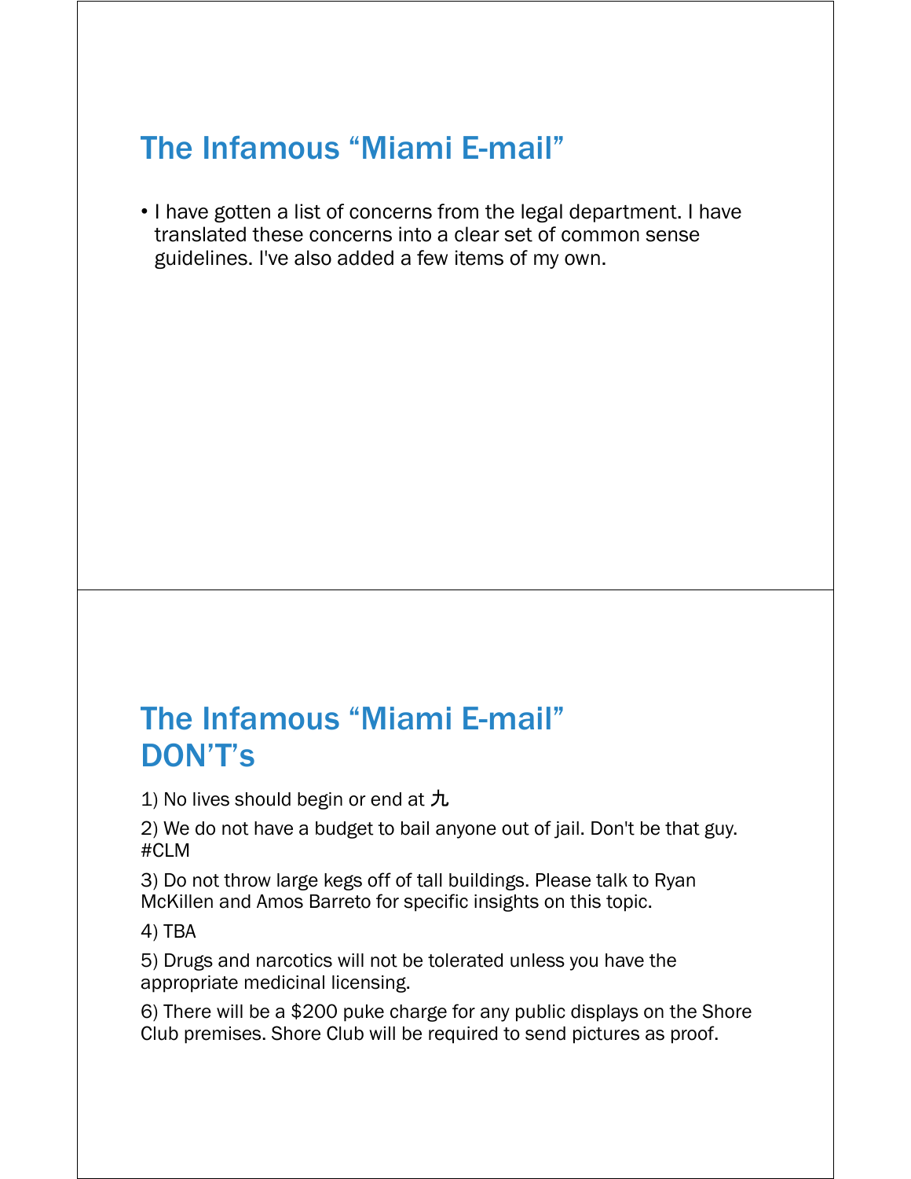## The Infamous "Miami E-mail"

- I have gotten a list of concerns from the legal department. I have translated these concerns into a clear set of common sense guidelines. I've also added a few items of my own.

## The Infamous "Miami E-mail" DON'T's

1) No lives should begin or end at 九

2) We do not have a budget to bail anyone out of jail. Don't be that guy. #CLM

3) Do not throw large kegs off of tall buildings. Please talk to Ryan McKillen and Amos Barreto for specific insights on this topic.

4) TBA

5) Drugs and narcotics will not be tolerated unless you have the appropriate medicinal licensing.

6) There will be a $200 puke charge for any public displays on the Shore Club premises. Shore Club will be required to send pictures as proof.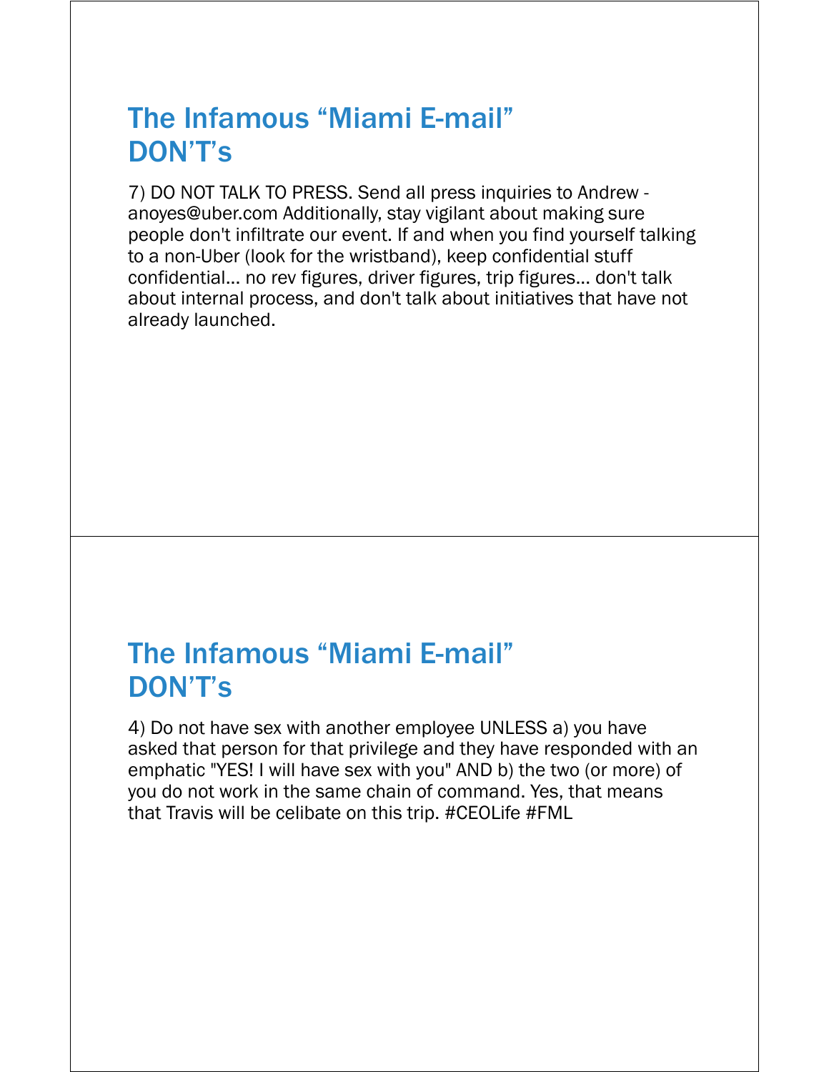## The Infamous "Miami E-mail" DON'T's

7) DO NOT TALK TO PRESS. Send all press inquiries to Andrew - anoyes@uber.com Additionally, stay vigilant about making sure people don't infiltrate our event. If and when you find yourself talking to a non-Uber (look for the wristband), keep confidential stuff confidential... no rev figures, driver figures, trip figures... don't talk about internal process, and don't talk about initiatives that have not already launched.

## The Infamous "Miami E-mail" DON'T's

4) Do not have sex with another employee UNLESS a) you have asked that person for that privilege and they have responded with an emphatic "YES! I will have sex with you" AND b) the two (or more) of you do not work in the same chain of command. Yes, that means that Travis will be celibate on this trip. #CEOLife #FML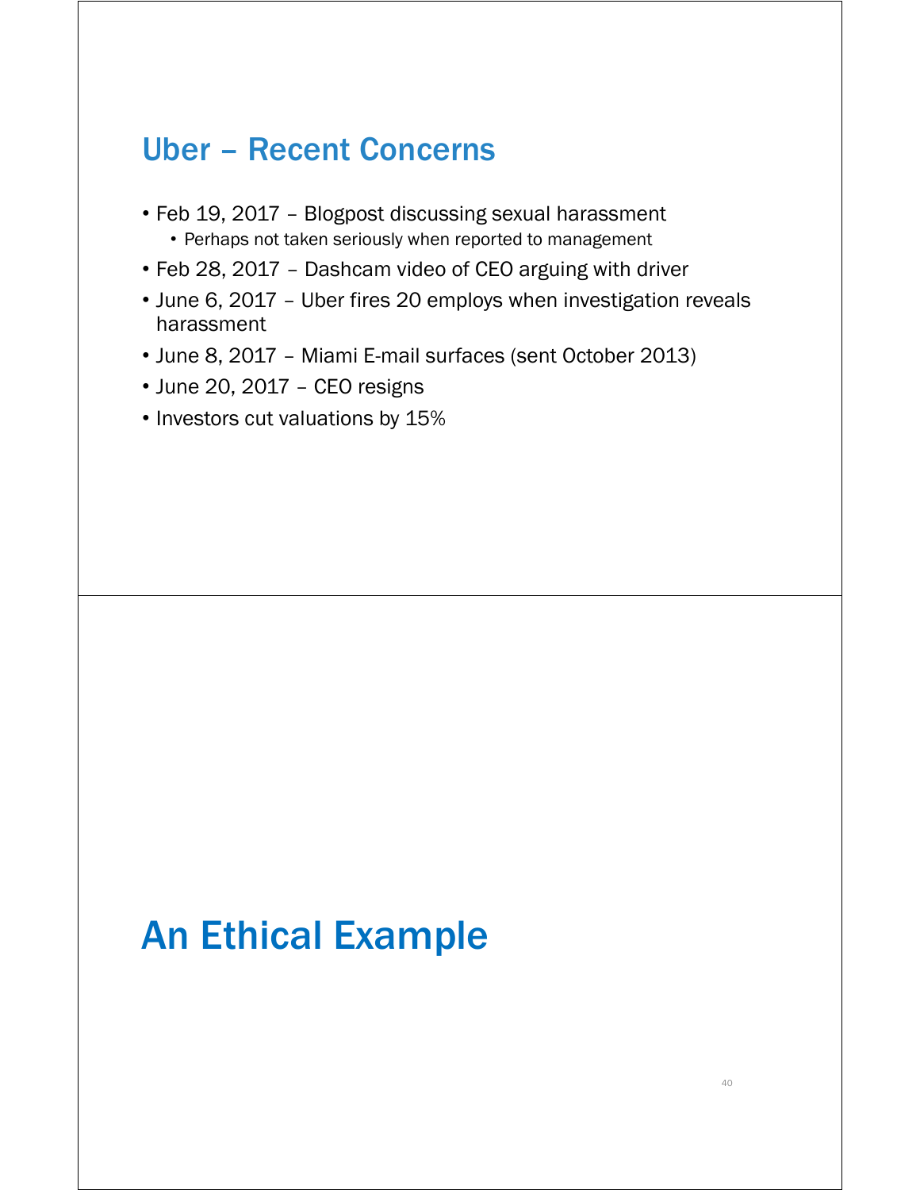## Uber – Recent Concerns

- Feb 19, 2017 – Blogpost discussing sexual harassment
  - Perhaps not taken seriously when reported to management
- Feb 28, 2017 – Dashcam video of CEO arguing with driver
- June 6, 2017 – Uber fires 20 employs when investigation reveals harassment
- June 8, 2017 – Miami E-mail surfaces (sent October 2013)
- June 20, 2017 – CEO resigns
- Investors cut valuations by 15%

# An Ethical Example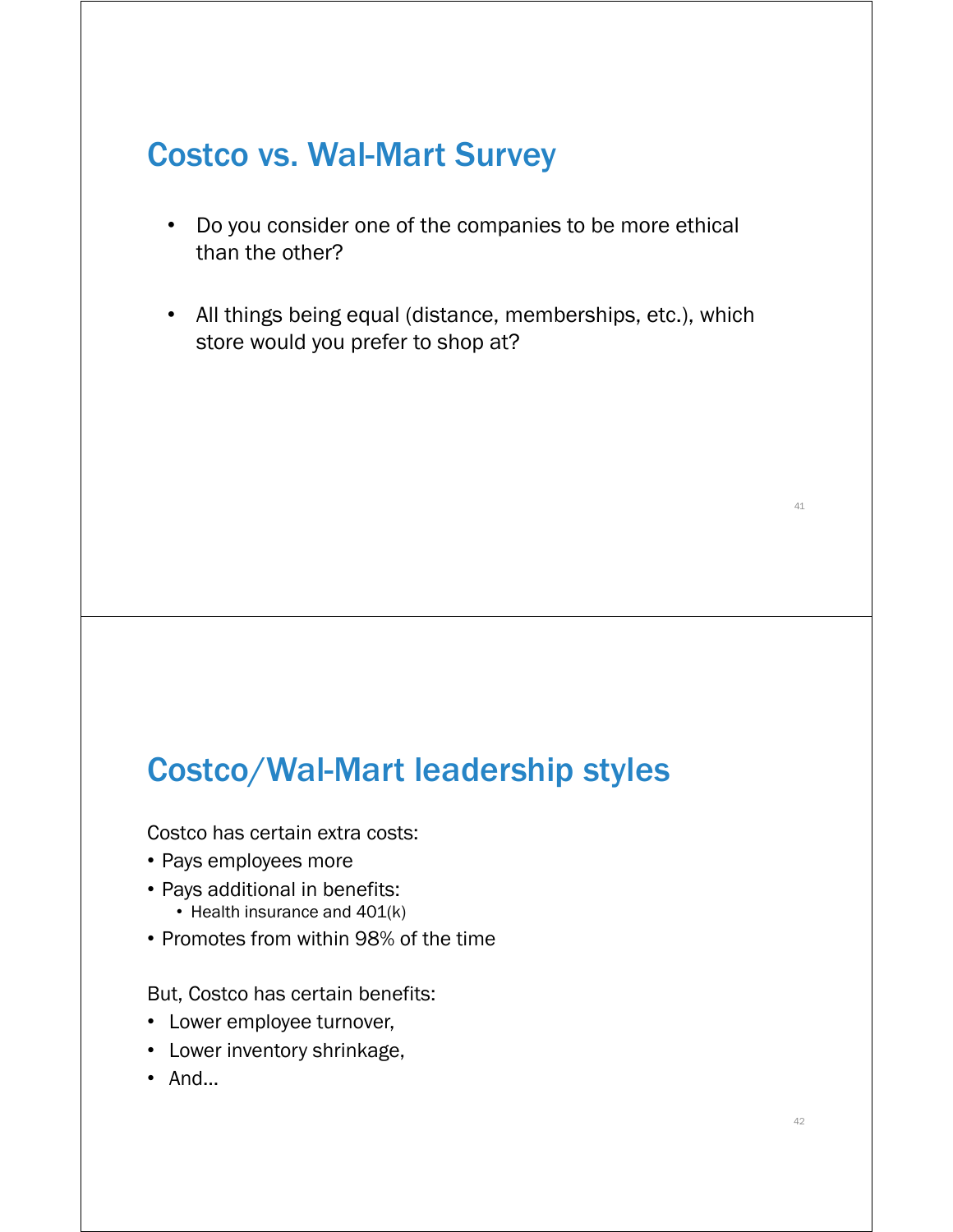## Costco vs. Wal-Mart Survey

- Do you consider one of the companies to be more ethical than the other?
- All things being equal (distance, memberships, etc.), which store would you prefer to shop at?

## Costco/Wal-Mart leadership styles

Costco has certain extra costs:

- Pays employees more
- Pays additional in benefits:
  - Health insurance and 401(k)
- Promotes from within 98% of the time

But, Costco has certain benefits:

- Lower employee turnover,
- Lower inventory shrinkage,
- And…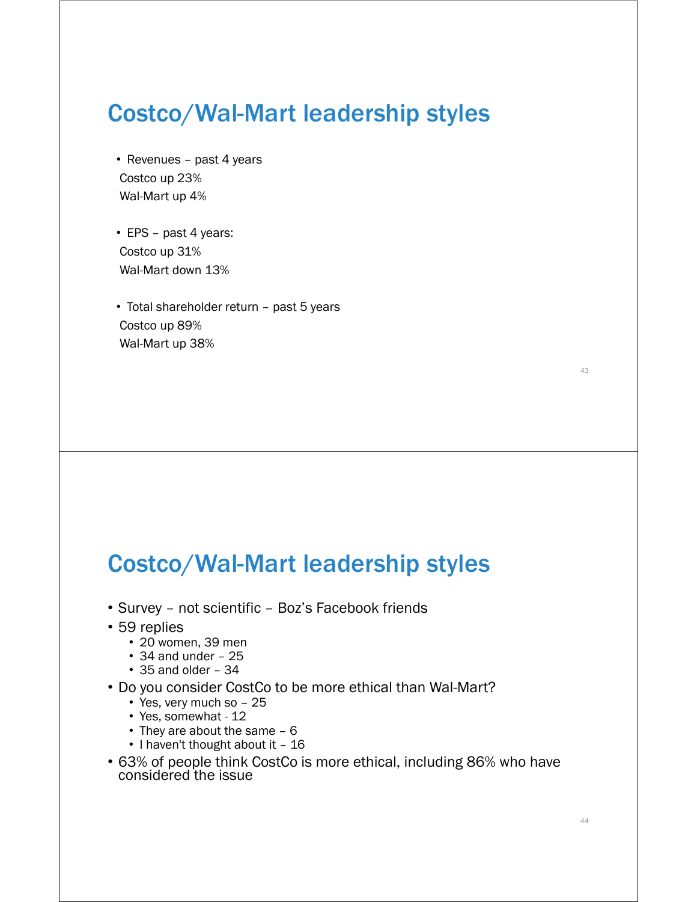## Costco/Wal-Mart leadership styles

- Revenues – past 4 years
  Costco up 23%
  Wal-Mart up 4%
- EPS – past 4 years:
  Costco up 31%
  Wal-Mart down 13%
- Total shareholder return – past 5 years
  Costco up 89%
  Wal-Mart up 38%

## Costco/Wal-Mart leadership styles

- Survey – not scientific – Boz's Facebook friends
- 59 replies
  - 20 women, 39 men
  - 34 and under – 25
  - 35 and older – 34
- Do you consider CostCo to be more ethical than Wal-Mart?
  - Yes, very much so – 25
  - Yes, somewhat - 12
  - They are about the same – 6
  - I haven't thought about it – 16
- 63% of people think CostCo is more ethical, including 86% who have considered the issue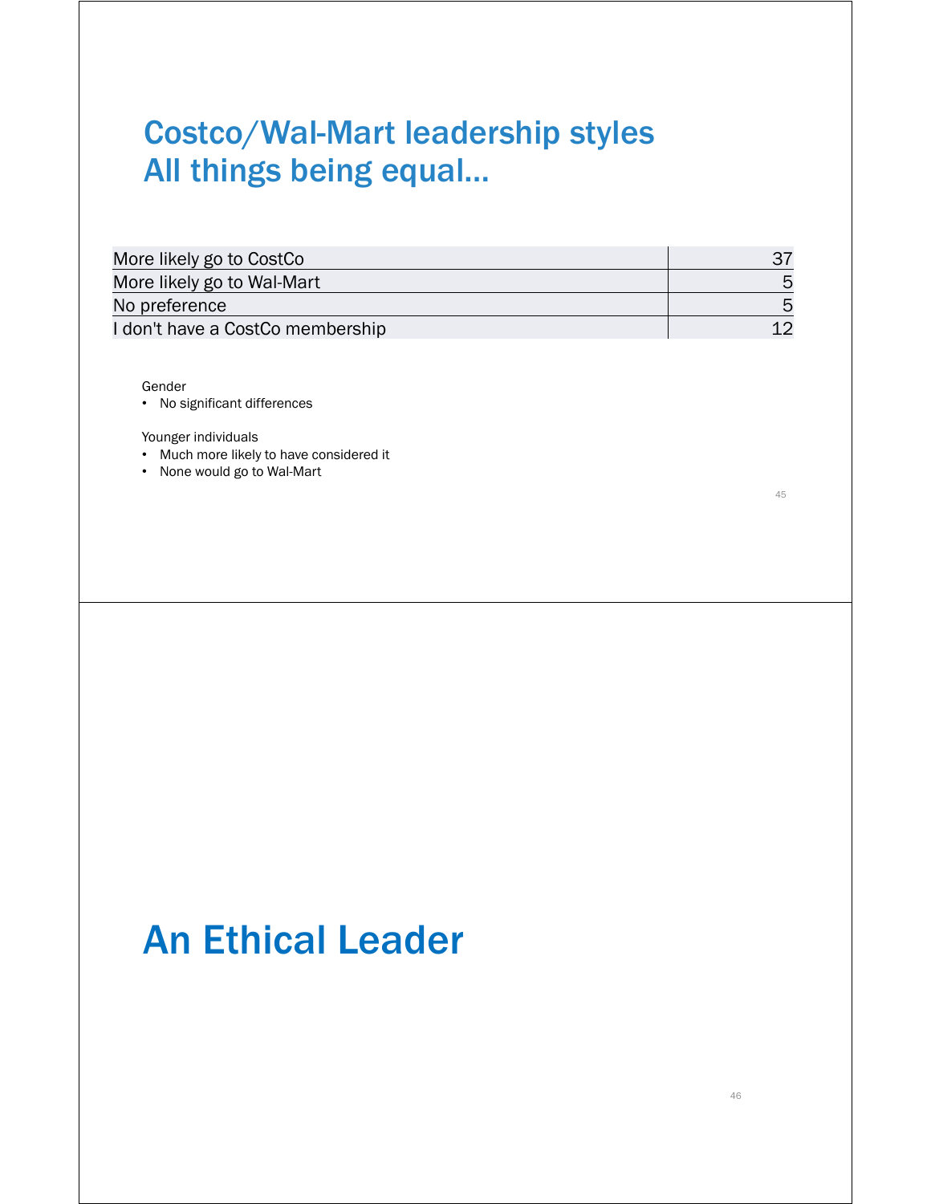# Costco/Wal-Mart leadership styles
# All things being equal…

| | |
|---|---|
| More likely go to CostCo | 37 |
| More likely go to Wal-Mart | 5 |
| No preference | 5 |
| I don't have a CostCo membership | 12 |

Gender
- No significant differences

Younger individuals
- Much more likely to have considered it
- None would go to Wal-Mart

# An Ethical Leader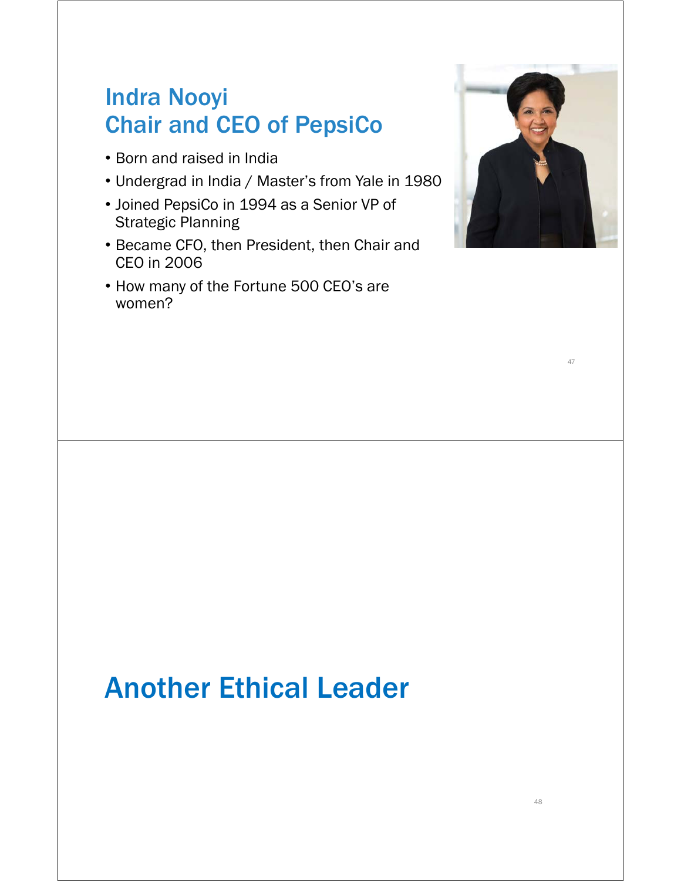## Indra Nooyi
## Chair and CEO of PepsiCo

- Born and raised in India
- Undergrad in India / Master's from Yale in 1980
- Joined PepsiCo in 1994 as a Senior VP of Strategic Planning
- Became CFO, then President, then Chair and CEO in 2006
- How many of the Fortune 500 CEO's are women?

# Another Ethical Leader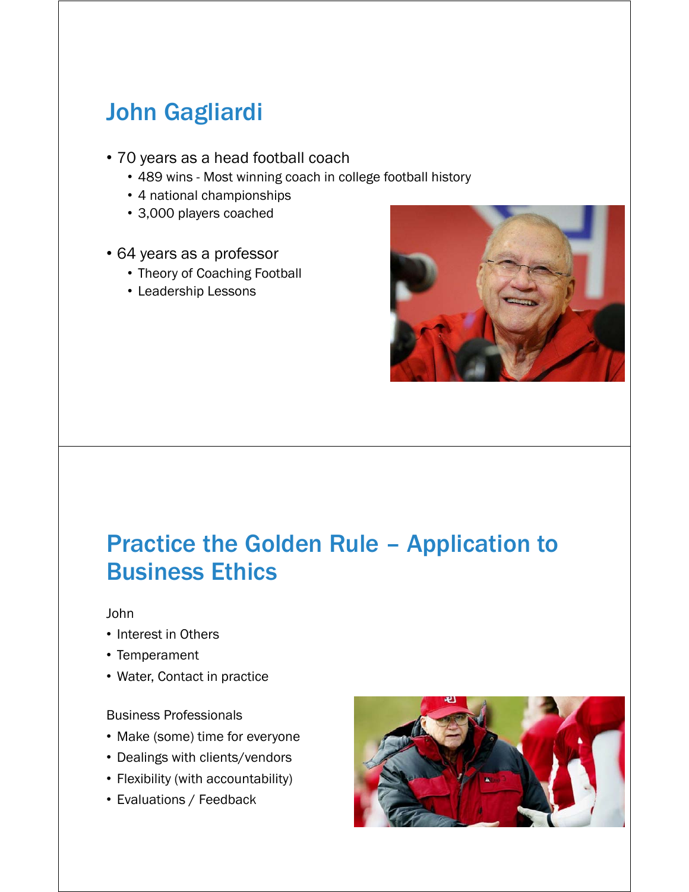## John Gagliardi

- 70 years as a head football coach
  - 489 wins - Most winning coach in college football history
  - 4 national championships
  - 3,000 players coached
- 64 years as a professor
  - Theory of Coaching Football
  - Leadership Lessons

## Practice the Golden Rule – Application to Business Ethics

John

- Interest in Others
- Temperament
- Water, Contact in practice

Business Professionals

- Make (some) time for everyone
- Dealings with clients/vendors
- Flexibility (with accountability)
- Evaluations / Feedback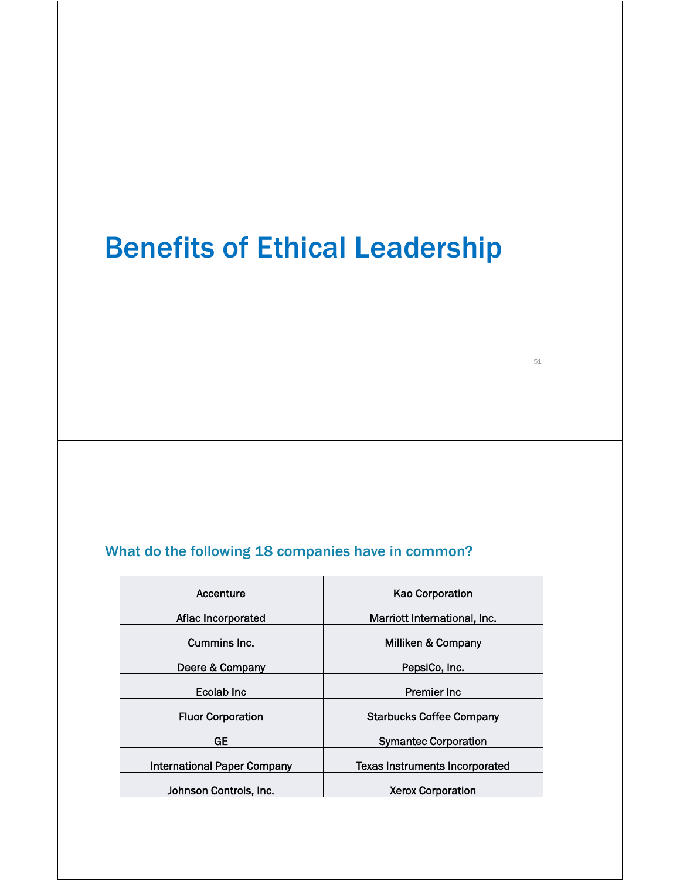# Benefits of Ethical Leadership

## What do the following 18 companies have in common?

| | |
|---|---|
| Accenture | Kao Corporation |
| Aflac Incorporated | Marriott International, Inc. |
| Cummins Inc. | Milliken & Company |
| Deere & Company | PepsiCo, Inc. |
| Ecolab Inc | Premier Inc |
| Fluor Corporation | Starbucks Coffee Company |
| GE | Symantec Corporation |
| International Paper Company | Texas Instruments Incorporated |
| Johnson Controls, Inc. | Xerox Corporation |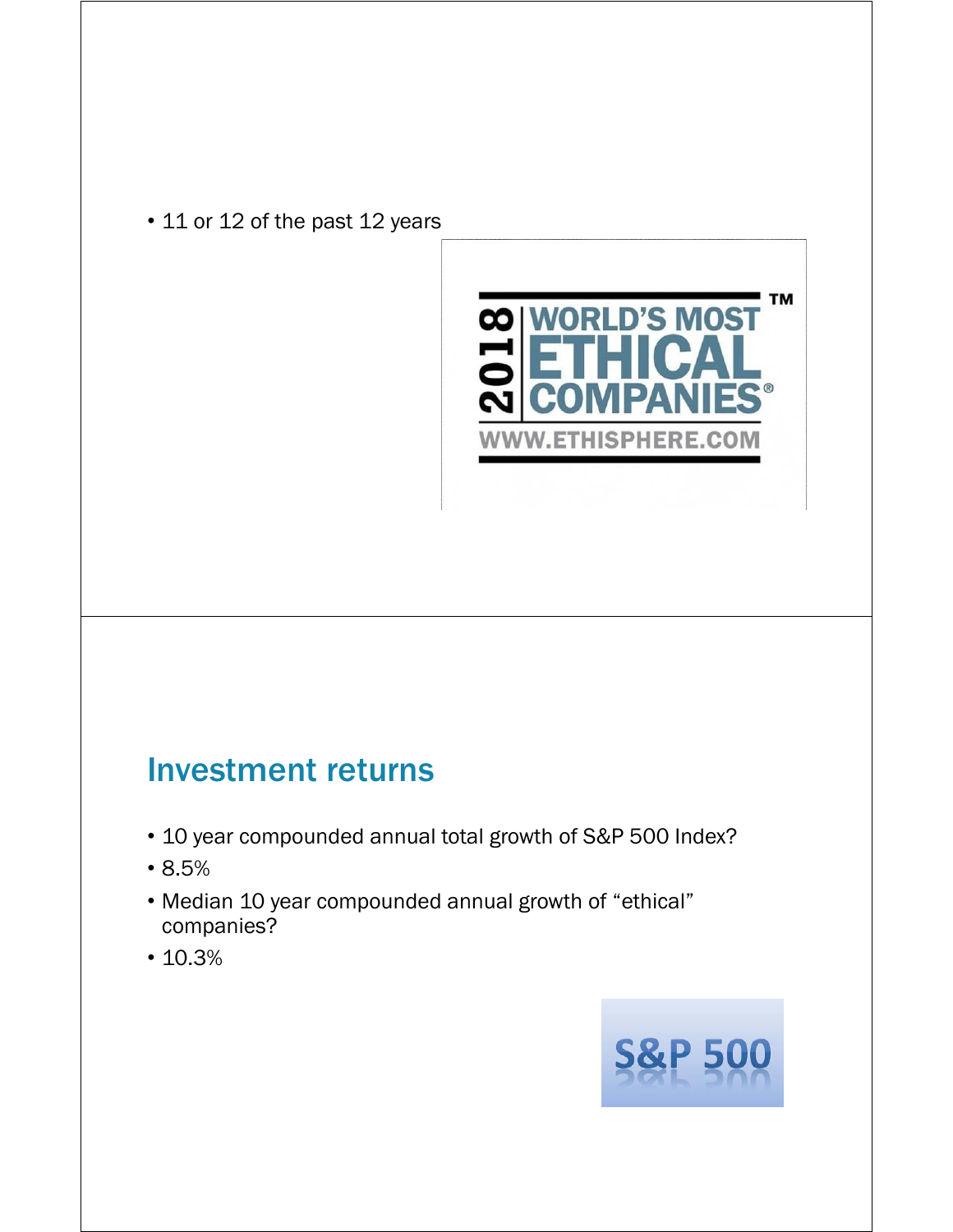- 11 or 12 of the past 12 years

## Investment returns

- 10 year compounded annual total growth of S&P 500 Index?
- 8.5%
- Median 10 year compounded annual growth of "ethical" companies?
- 10.3%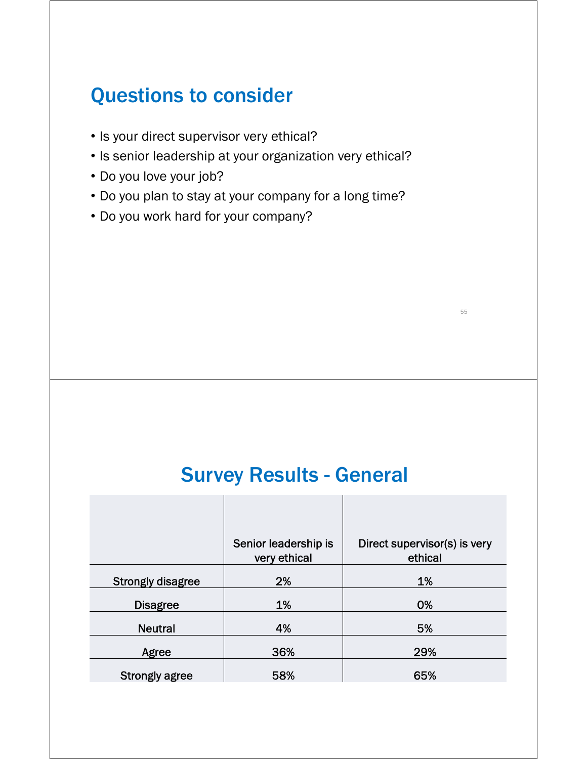## Questions to consider

- Is your direct supervisor very ethical?
- Is senior leadership at your organization very ethical?
- Do you love your job?
- Do you plan to stay at your company for a long time?
- Do you work hard for your company?

## Survey Results - General

| | Senior leadership is very ethical | Direct supervisor(s) is very ethical |
|---|---|---|
| Strongly disagree | 2% | 1% |
| Disagree | 1% | 0% |
| Neutral | 4% | 5% |
| Agree | 36% | 29% |
| Strongly agree | 58% | 65% |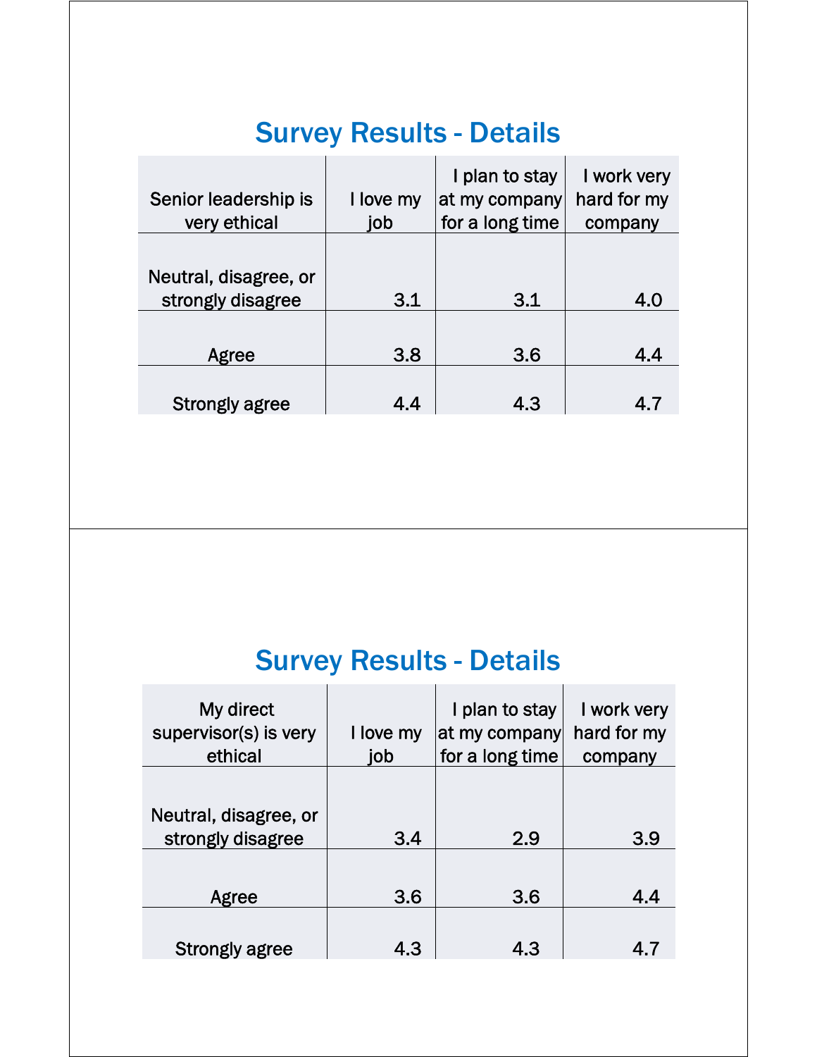## Survey Results - Details

| Senior leadership is very ethical | I love my job | I plan to stay at my company for a long time | I work very hard for my company |
|---|---|---|---|
| Neutral, disagree, or strongly disagree | 3.1 | 3.1 | 4.0 |
| Agree | 3.8 | 3.6 | 4.4 |
| Strongly agree | 4.4 | 4.3 | 4.7 |

## Survey Results - Details

| My direct supervisor(s) is very ethical | I love my job | I plan to stay at my company for a long time | I work very hard for my company |
|---|---|---|---|
| Neutral, disagree, or strongly disagree | 3.4 | 2.9 | 3.9 |
| Agree | 3.6 | 3.6 | 4.4 |
| Strongly agree | 4.3 | 4.3 | 4.7 |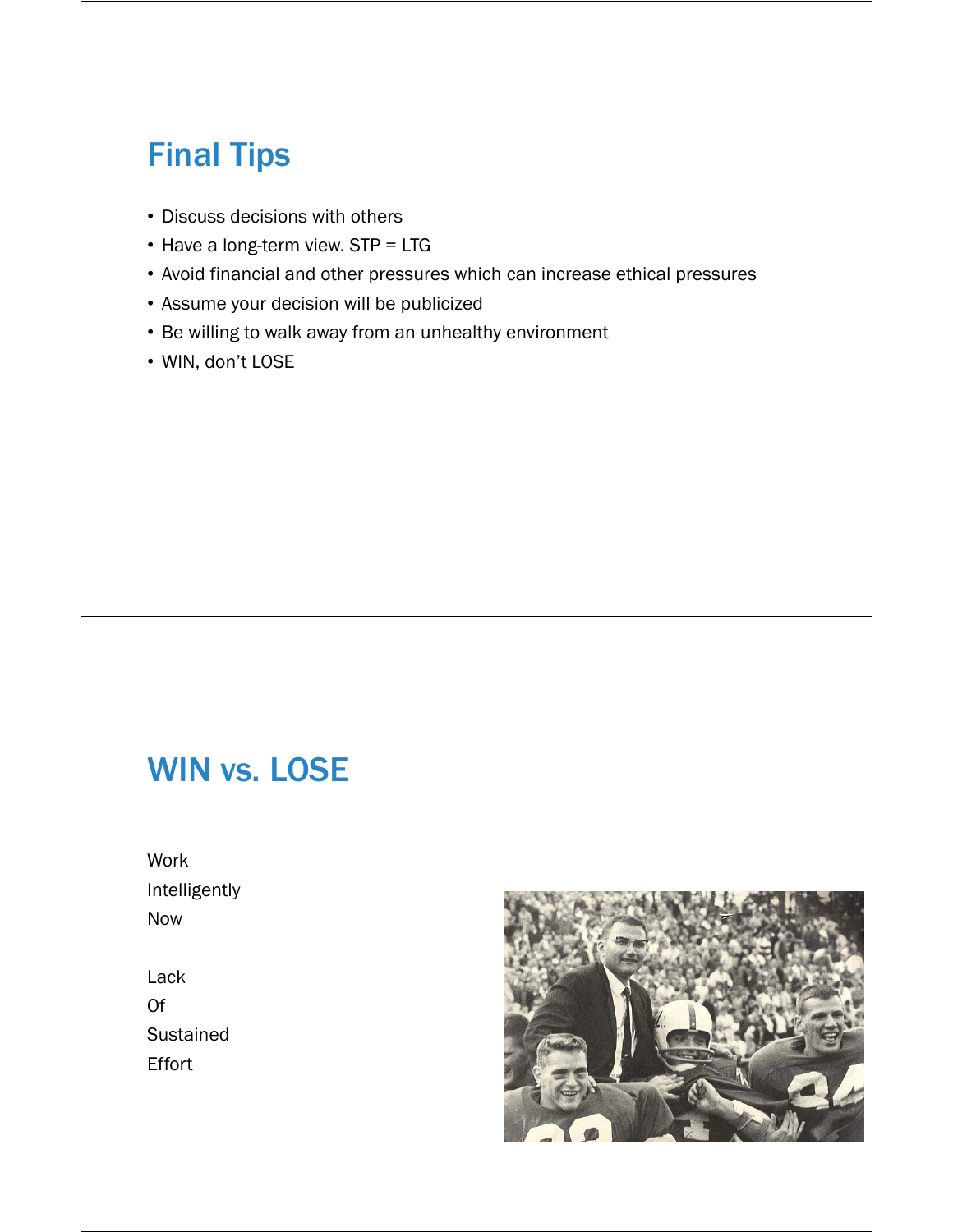## Final Tips

- Discuss decisions with others
- Have a long-term view. STP = LTG
- Avoid financial and other pressures which can increase ethical pressures
- Assume your decision will be publicized
- Be willing to walk away from an unhealthy environment
- WIN, don't LOSE

## WIN vs. LOSE

Work
Intelligently
Now

Lack
Of
Sustained
Effort